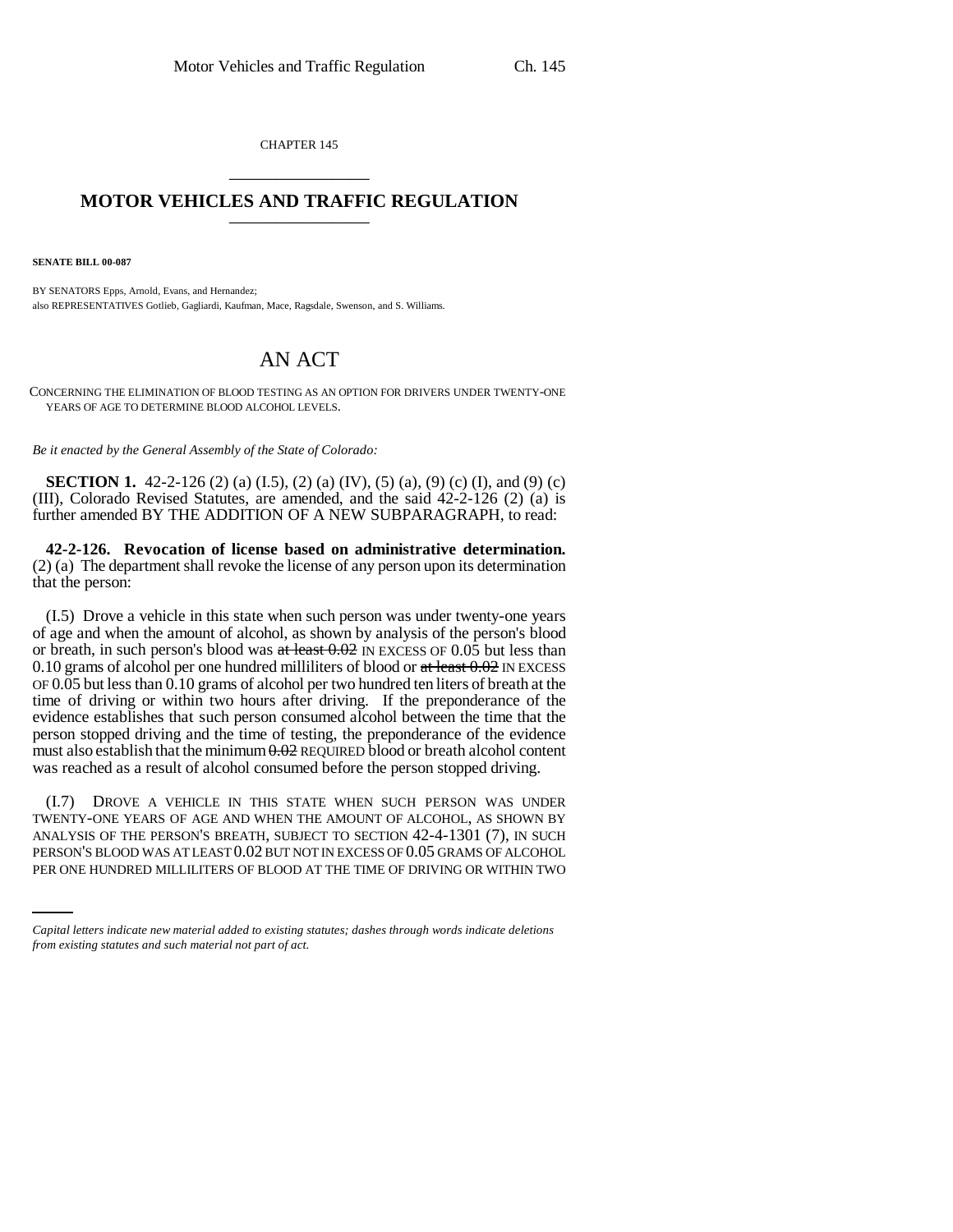CHAPTER 145

# MOTOR VEHICLES AND TRAFFIC REGULATION

**SENATE BILL 00-087**

BY SENATORS Epps, Arnold, Evans, and Hernandez;
also REPRESENTATIVES Gotlieb, Gagliardi, Kaufman, Mace, Ragsdale, Swenson, and S. Williams.

# AN ACT

CONCERNING THE ELIMINATION OF BLOOD TESTING AS AN OPTION FOR DRIVERS UNDER TWENTY-ONE YEARS OF AGE TO DETERMINE BLOOD ALCOHOL LEVELS.

*Be it enacted by the General Assembly of the State of Colorado:*

**SECTION 1.** 42-2-126 (2) (a) (I.5), (2) (a) (IV), (5) (a), (9) (c) (I), and (9) (c) (III), Colorado Revised Statutes, are amended, and the said 42-2-126 (2) (a) is further amended BY THE ADDITION OF A NEW SUBPARAGRAPH, to read:

**42-2-126. Revocation of license based on administrative determination.** (2) (a) The department shall revoke the license of any person upon its determination that the person:

(I.5) Drove a vehicle in this state when such person was under twenty-one years of age and when the amount of alcohol, as shown by analysis of the person's blood or breath, in such person's blood was ~~at least 0.02~~ IN EXCESS OF 0.05 but less than 0.10 grams of alcohol per one hundred milliliters of blood or ~~at least 0.02~~ IN EXCESS OF 0.05 but less than 0.10 grams of alcohol per two hundred ten liters of breath at the time of driving or within two hours after driving. If the preponderance of the evidence establishes that such person consumed alcohol between the time that the person stopped driving and the time of testing, the preponderance of the evidence must also establish that the minimum ~~0.02~~ REQUIRED blood or breath alcohol content was reached as a result of alcohol consumed before the person stopped driving.

(I.7) DROVE A VEHICLE IN THIS STATE WHEN SUCH PERSON WAS UNDER TWENTY-ONE YEARS OF AGE AND WHEN THE AMOUNT OF ALCOHOL, AS SHOWN BY ANALYSIS OF THE PERSON'S BREATH, SUBJECT TO SECTION 42-4-1301 (7), IN SUCH PERSON'S BLOOD WAS AT LEAST 0.02 BUT NOT IN EXCESS OF 0.05 GRAMS OF ALCOHOL PER ONE HUNDRED MILLILITERS OF BLOOD AT THE TIME OF DRIVING OR WITHIN TWO

*Capital letters indicate new material added to existing statutes; dashes through words indicate deletions from existing statutes and such material not part of act.*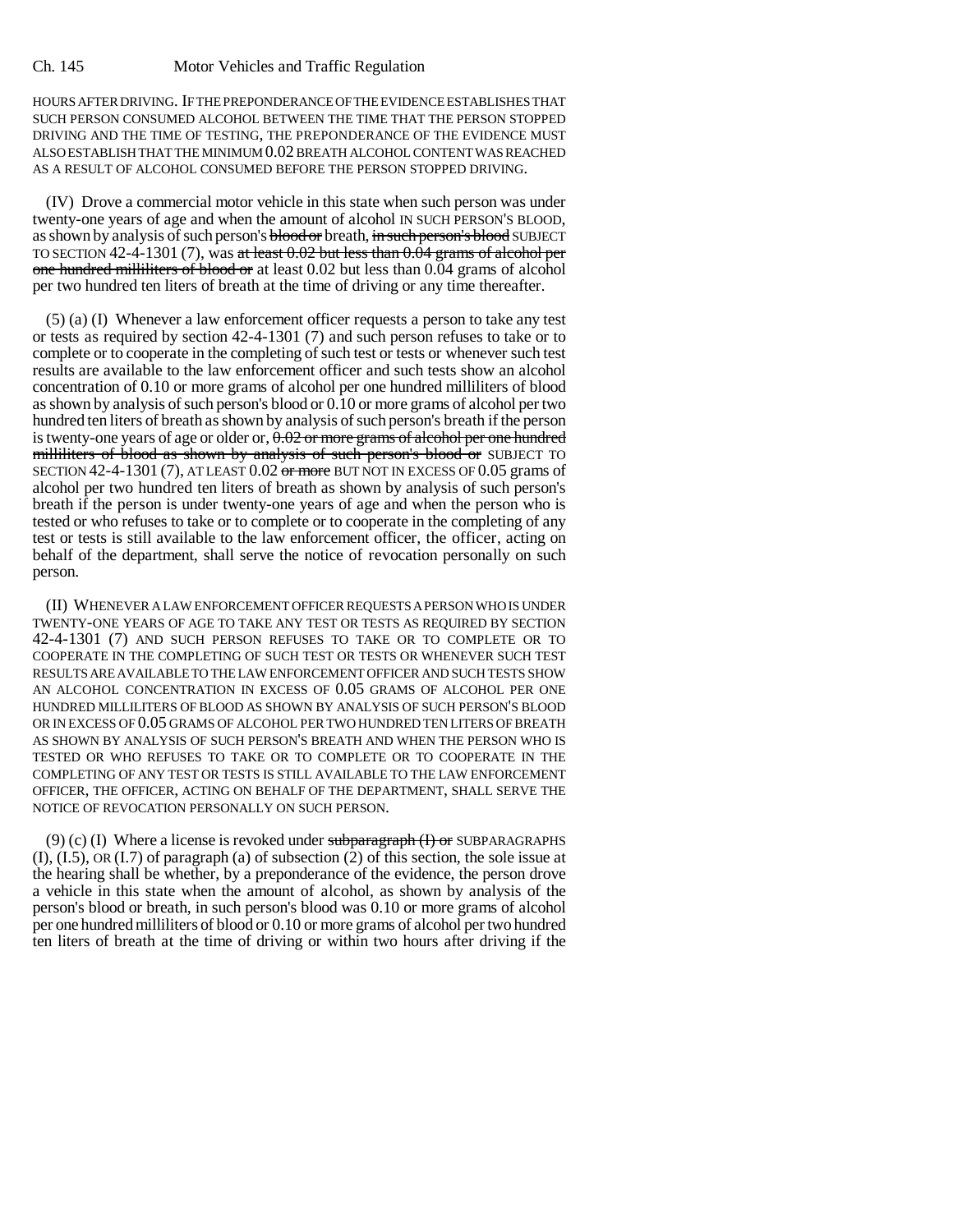HOURS AFTER DRIVING. IF THE PREPONDERANCE OF THE EVIDENCE ESTABLISHES THAT SUCH PERSON CONSUMED ALCOHOL BETWEEN THE TIME THAT THE PERSON STOPPED DRIVING AND THE TIME OF TESTING, THE PREPONDERANCE OF THE EVIDENCE MUST ALSO ESTABLISH THAT THE MINIMUM 0.02 BREATH ALCOHOL CONTENT WAS REACHED AS A RESULT OF ALCOHOL CONSUMED BEFORE THE PERSON STOPPED DRIVING.

(IV) Drove a commercial motor vehicle in this state when such person was under twenty-one years of age and when the amount of alcohol IN SUCH PERSON'S BLOOD, as shown by analysis of such person's ~~blood or~~ breath, ~~in such person's blood~~ SUBJECT TO SECTION 42-4-1301 (7), was ~~at least 0.02 but less than 0.04 grams of alcohol per one hundred milliliters of blood or~~ at least 0.02 but less than 0.04 grams of alcohol per two hundred ten liters of breath at the time of driving or any time thereafter.

(5) (a) (I) Whenever a law enforcement officer requests a person to take any test or tests as required by section 42-4-1301 (7) and such person refuses to take or to complete or to cooperate in the completing of such test or tests or whenever such test results are available to the law enforcement officer and such tests show an alcohol concentration of 0.10 or more grams of alcohol per one hundred milliliters of blood as shown by analysis of such person's blood or 0.10 or more grams of alcohol per two hundred ten liters of breath as shown by analysis of such person's breath if the person is twenty-one years of age or older or, ~~0.02 or more grams of alcohol per one hundred milliliters of blood as shown by analysis of such person's blood or~~ SUBJECT TO SECTION 42-4-1301 (7), AT LEAST 0.02 ~~or more~~ BUT NOT IN EXCESS OF 0.05 grams of alcohol per two hundred ten liters of breath as shown by analysis of such person's breath if the person is under twenty-one years of age and when the person who is tested or who refuses to take or to complete or to cooperate in the completing of any test or tests is still available to the law enforcement officer, the officer, acting on behalf of the department, shall serve the notice of revocation personally on such person.

(II) WHENEVER A LAW ENFORCEMENT OFFICER REQUESTS A PERSON WHO IS UNDER TWENTY-ONE YEARS OF AGE TO TAKE ANY TEST OR TESTS AS REQUIRED BY SECTION 42-4-1301 (7) AND SUCH PERSON REFUSES TO TAKE OR TO COMPLETE OR TO COOPERATE IN THE COMPLETING OF SUCH TEST OR TESTS OR WHENEVER SUCH TEST RESULTS ARE AVAILABLE TO THE LAW ENFORCEMENT OFFICER AND SUCH TESTS SHOW AN ALCOHOL CONCENTRATION IN EXCESS OF 0.05 GRAMS OF ALCOHOL PER ONE HUNDRED MILLILITERS OF BLOOD AS SHOWN BY ANALYSIS OF SUCH PERSON'S BLOOD OR IN EXCESS OF 0.05 GRAMS OF ALCOHOL PER TWO HUNDRED TEN LITERS OF BREATH AS SHOWN BY ANALYSIS OF SUCH PERSON'S BREATH AND WHEN THE PERSON WHO IS TESTED OR WHO REFUSES TO TAKE OR TO COMPLETE OR TO COOPERATE IN THE COMPLETING OF ANY TEST OR TESTS IS STILL AVAILABLE TO THE LAW ENFORCEMENT OFFICER, THE OFFICER, ACTING ON BEHALF OF THE DEPARTMENT, SHALL SERVE THE NOTICE OF REVOCATION PERSONALLY ON SUCH PERSON.

(9) (c) (I) Where a license is revoked under ~~subparagraph (I) or~~ SUBPARAGRAPHS (I), (I.5), OR (I.7) of paragraph (a) of subsection (2) of this section, the sole issue at the hearing shall be whether, by a preponderance of the evidence, the person drove a vehicle in this state when the amount of alcohol, as shown by analysis of the person's blood or breath, in such person's blood was 0.10 or more grams of alcohol per one hundred milliliters of blood or 0.10 or more grams of alcohol per two hundred ten liters of breath at the time of driving or within two hours after driving if the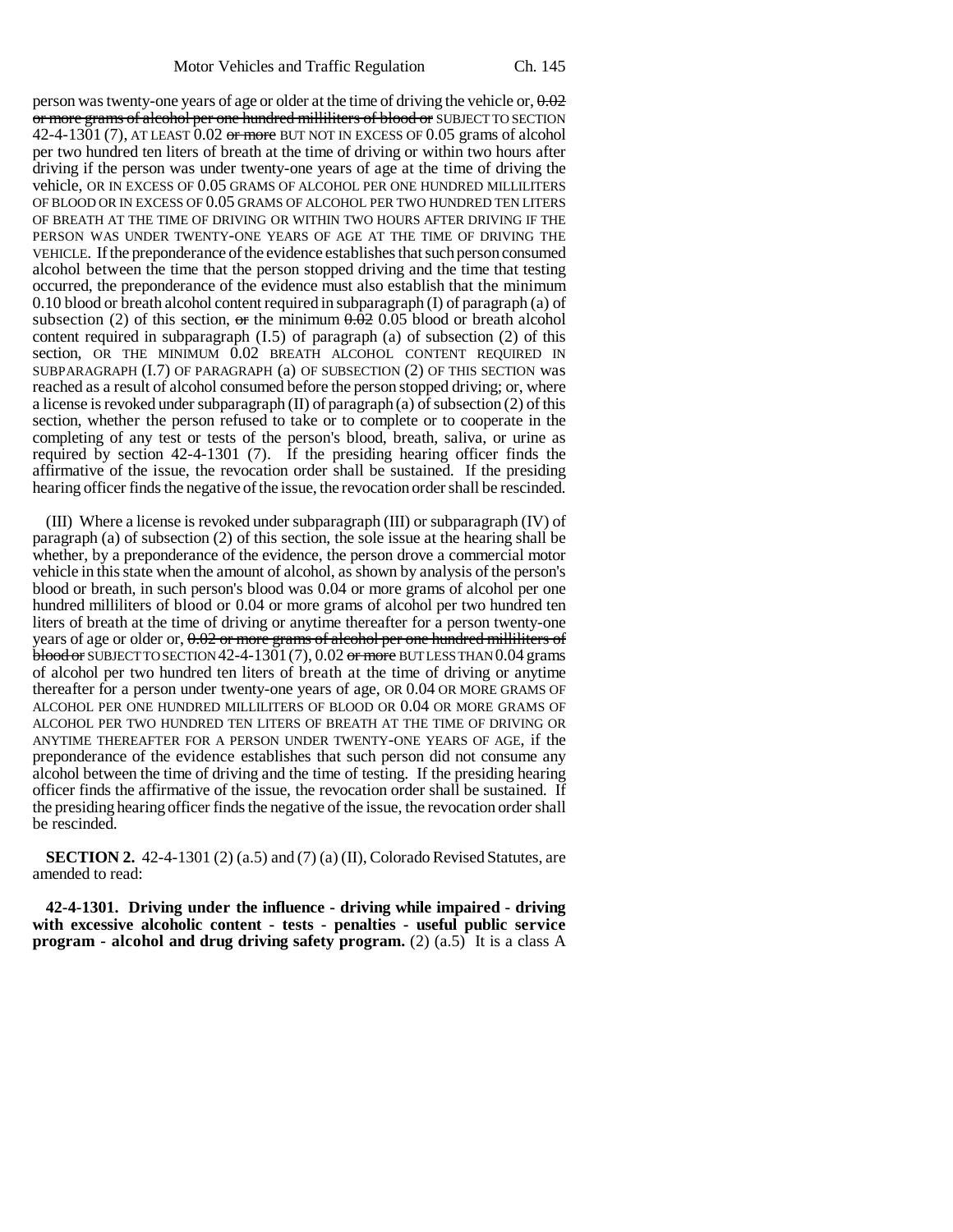person was twenty-one years of age or older at the time of driving the vehicle or, ~~0.02 or more grams of alcohol per one hundred milliliters of blood or~~ SUBJECT TO SECTION 42-4-1301 (7), AT LEAST 0.02 ~~or more~~ BUT NOT IN EXCESS OF 0.05 grams of alcohol per two hundred ten liters of breath at the time of driving or within two hours after driving if the person was under twenty-one years of age at the time of driving the vehicle, OR IN EXCESS OF 0.05 GRAMS OF ALCOHOL PER ONE HUNDRED MILLILITERS OF BLOOD OR IN EXCESS OF 0.05 GRAMS OF ALCOHOL PER TWO HUNDRED TEN LITERS OF BREATH AT THE TIME OF DRIVING OR WITHIN TWO HOURS AFTER DRIVING IF THE PERSON WAS UNDER TWENTY-ONE YEARS OF AGE AT THE TIME OF DRIVING THE VEHICLE. If the preponderance of the evidence establishes that such person consumed alcohol between the time that the person stopped driving and the time that testing occurred, the preponderance of the evidence must also establish that the minimum 0.10 blood or breath alcohol content required in subparagraph (I) of paragraph (a) of subsection (2) of this section, ~~or~~ the minimum ~~0.02~~ 0.05 blood or breath alcohol content required in subparagraph (I.5) of paragraph (a) of subsection (2) of this section, OR THE MINIMUM 0.02 BREATH ALCOHOL CONTENT REQUIRED IN SUBPARAGRAPH (I.7) OF PARAGRAPH (a) OF SUBSECTION (2) OF THIS SECTION was reached as a result of alcohol consumed before the person stopped driving; or, where a license is revoked under subparagraph (II) of paragraph (a) of subsection (2) of this section, whether the person refused to take or to complete or to cooperate in the completing of any test or tests of the person's blood, breath, saliva, or urine as required by section 42-4-1301 (7). If the presiding hearing officer finds the affirmative of the issue, the revocation order shall be sustained. If the presiding hearing officer finds the negative of the issue, the revocation order shall be rescinded.

(III) Where a license is revoked under subparagraph (III) or subparagraph (IV) of paragraph (a) of subsection (2) of this section, the sole issue at the hearing shall be whether, by a preponderance of the evidence, the person drove a commercial motor vehicle in this state when the amount of alcohol, as shown by analysis of the person's blood or breath, in such person's blood was 0.04 or more grams of alcohol per one hundred milliliters of blood or 0.04 or more grams of alcohol per two hundred ten liters of breath at the time of driving or anytime thereafter for a person twenty-one years of age or older or, ~~0.02 or more grams of alcohol per one hundred milliliters of blood or~~ SUBJECT TO SECTION 42-4-1301 (7), 0.02 ~~or more~~ BUT LESS THAN 0.04 grams of alcohol per two hundred ten liters of breath at the time of driving or anytime thereafter for a person under twenty-one years of age, OR 0.04 OR MORE GRAMS OF ALCOHOL PER ONE HUNDRED MILLILITERS OF BLOOD OR 0.04 OR MORE GRAMS OF ALCOHOL PER TWO HUNDRED TEN LITERS OF BREATH AT THE TIME OF DRIVING OR ANYTIME THEREAFTER FOR A PERSON UNDER TWENTY-ONE YEARS OF AGE, if the preponderance of the evidence establishes that such person did not consume any alcohol between the time of driving and the time of testing. If the presiding hearing officer finds the affirmative of the issue, the revocation order shall be sustained. If the presiding hearing officer finds the negative of the issue, the revocation order shall be rescinded.

**SECTION 2.** 42-4-1301 (2) (a.5) and (7) (a) (II), Colorado Revised Statutes, are amended to read:

**42-4-1301. Driving under the influence - driving while impaired - driving with excessive alcoholic content - tests - penalties - useful public service program - alcohol and drug driving safety program.** (2) (a.5) It is a class A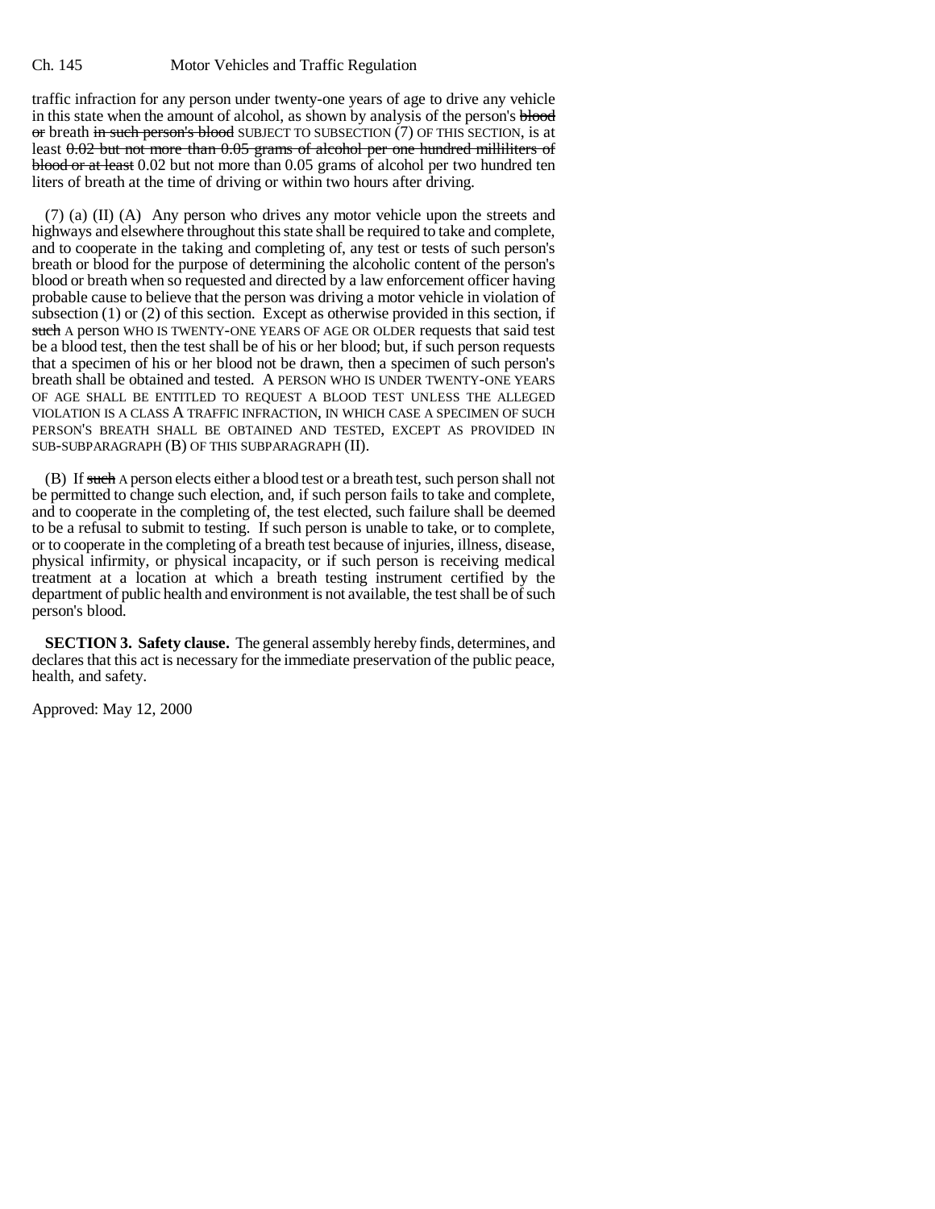traffic infraction for any person under twenty-one years of age to drive any vehicle in this state when the amount of alcohol, as shown by analysis of the person's ~~blood or~~ breath ~~in such person's blood~~ SUBJECT TO SUBSECTION (7) OF THIS SECTION, is at least ~~0.02 but not more than 0.05 grams of alcohol per one hundred milliliters of blood or at least~~ 0.02 but not more than 0.05 grams of alcohol per two hundred ten liters of breath at the time of driving or within two hours after driving.

(7) (a) (II) (A) Any person who drives any motor vehicle upon the streets and highways and elsewhere throughout this state shall be required to take and complete, and to cooperate in the taking and completing of, any test or tests of such person's breath or blood for the purpose of determining the alcoholic content of the person's blood or breath when so requested and directed by a law enforcement officer having probable cause to believe that the person was driving a motor vehicle in violation of subsection (1) or (2) of this section. Except as otherwise provided in this section, if ~~such~~ A person WHO IS TWENTY-ONE YEARS OF AGE OR OLDER requests that said test be a blood test, then the test shall be of his or her blood; but, if such person requests that a specimen of his or her blood not be drawn, then a specimen of such person's breath shall be obtained and tested. A PERSON WHO IS UNDER TWENTY-ONE YEARS OF AGE SHALL BE ENTITLED TO REQUEST A BLOOD TEST UNLESS THE ALLEGED VIOLATION IS A CLASS A TRAFFIC INFRACTION, IN WHICH CASE A SPECIMEN OF SUCH PERSON'S BREATH SHALL BE OBTAINED AND TESTED, EXCEPT AS PROVIDED IN SUB-SUBPARAGRAPH (B) OF THIS SUBPARAGRAPH (II).

(B) If ~~such~~ A person elects either a blood test or a breath test, such person shall not be permitted to change such election, and, if such person fails to take and complete, and to cooperate in the completing of, the test elected, such failure shall be deemed to be a refusal to submit to testing. If such person is unable to take, or to complete, or to cooperate in the completing of a breath test because of injuries, illness, disease, physical infirmity, or physical incapacity, or if such person is receiving medical treatment at a location at which a breath testing instrument certified by the department of public health and environment is not available, the test shall be of such person's blood.

**SECTION 3. Safety clause.** The general assembly hereby finds, determines, and declares that this act is necessary for the immediate preservation of the public peace, health, and safety.

Approved: May 12, 2000